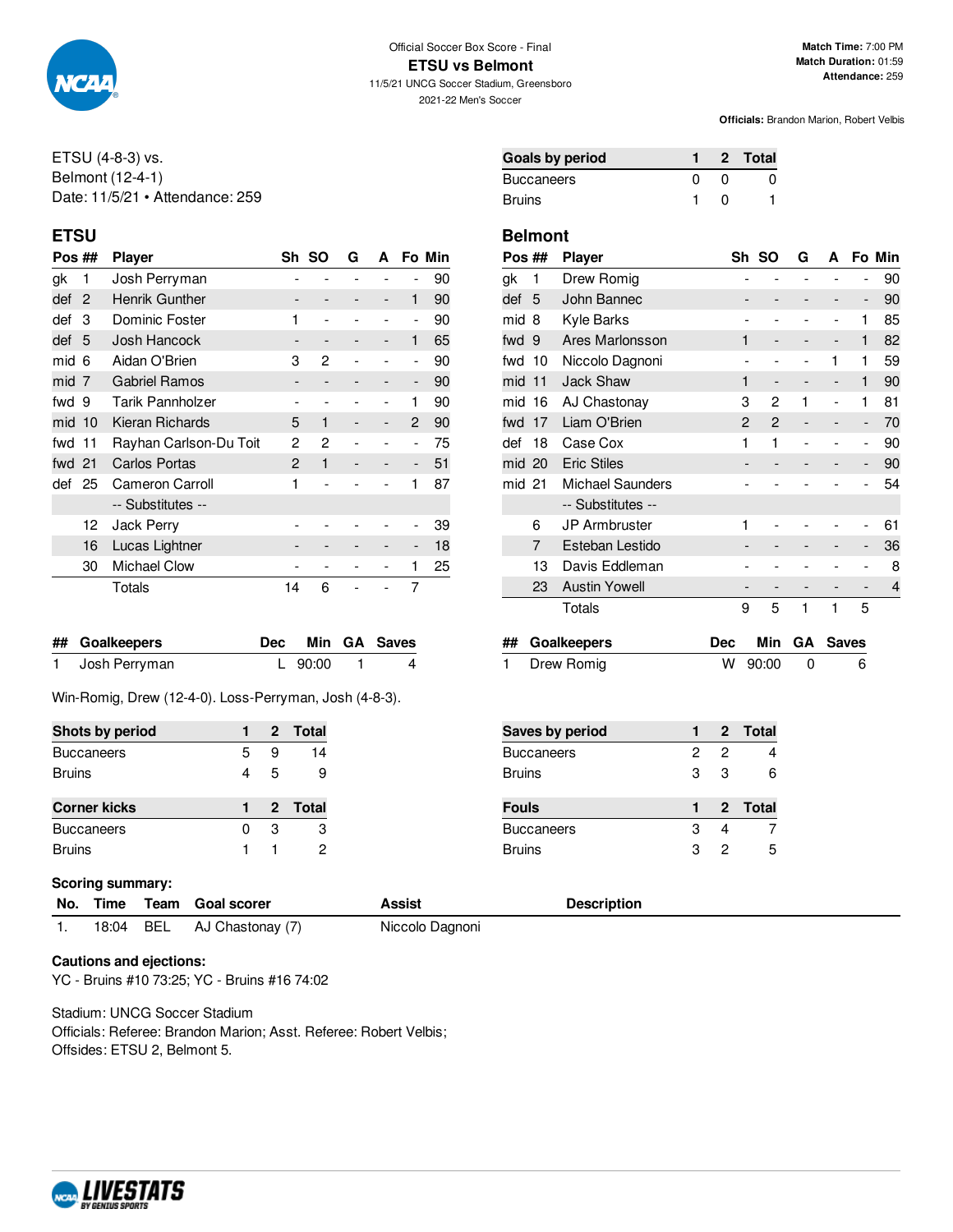Official Soccer Box Score - Final

# ETSU vs Belmont

11/5/21 UNCG Soccer Stadium, Greensboro

2021-22 Men's Soccer

**Match Time:** 7:00 PM
**Match Duration:** 01:59
**Attendance:** 259

**Officials:** Brandon Marion, Robert Velbis

ETSU (4-8-3) vs.
Belmont (12-4-1)
Date: 11/5/21 • Attendance: 259

| Goals by period | 1 | 2 | Total |
|---|---|---|---|
| Buccaneers | 0 | 0 | 0 |
| Bruins | 1 | 0 | 1 |

## ETSU

| Pos | ## | Player | Sh | SO | G | A | Fo | Min |
|---|---|---|---|---|---|---|---|---|
| gk | 1 | Josh Perryman | - | - | - | - | - | 90 |
| def | 2 | Henrik Gunther | - | - | - | - | 1 | 90 |
| def | 3 | Dominic Foster | 1 | - | - | - | - | 90 |
| def | 5 | Josh Hancock | - | - | - | - | 1 | 65 |
| mid | 6 | Aidan O'Brien | 3 | 2 | - | - | - | 90 |
| mid | 7 | Gabriel Ramos | - | - | - | - | - | 90 |
| fwd | 9 | Tarik Pannholzer | - | - | - | - | 1 | 90 |
| mid | 10 | Kieran Richards | 5 | 1 | - | - | 2 | 90 |
| fwd | 11 | Rayhan Carlson-Du Toit | 2 | 2 | - | - | - | 75 |
| fwd | 21 | Carlos Portas | 2 | 1 | - | - | - | 51 |
| def | 25 | Cameron Carroll | 1 | - | - | - | 1 | 87 |
| | | -- Substitutes -- | | | | | | |
| | 12 | Jack Perry | - | - | - | - | - | 39 |
| | 16 | Lucas Lightner | - | - | - | - | - | 18 |
| | 30 | Michael Clow | - | - | - | - | 1 | 25 |
| | | Totals | 14 | 6 | - | - | 7 | |

## Belmont

| Pos | ## | Player | Sh | SO | G | A | Fo | Min |
|---|---|---|---|---|---|---|---|---|
| gk | 1 | Drew Romig | - | - | - | - | - | 90 |
| def | 5 | John Bannec | - | - | - | - | - | 90 |
| mid | 8 | Kyle Barks | - | - | - | - | 1 | 85 |
| fwd | 9 | Ares Marlonsson | 1 | - | - | - | 1 | 82 |
| fwd | 10 | Niccolo Dagnoni | - | - | - | 1 | 1 | 59 |
| mid | 11 | Jack Shaw | 1 | - | - | - | 1 | 90 |
| mid | 16 | AJ Chastonay | 3 | 2 | 1 | - | 1 | 81 |
| fwd | 17 | Liam O'Brien | 2 | 2 | - | - | - | 70 |
| def | 18 | Case Cox | 1 | 1 | - | - | - | 90 |
| mid | 20 | Eric Stiles | - | - | - | - | - | 90 |
| mid | 21 | Michael Saunders | - | - | - | - | - | 54 |
| | | -- Substitutes -- | | | | | | |
| | 6 | JP Armbruster | 1 | - | - | - | - | 61 |
| | 7 | Esteban Lestido | - | - | - | - | - | 36 |
| | 13 | Davis Eddleman | - | - | - | - | - | 8 |
| | 23 | Austin Yowell | - | - | - | - | - | 4 |
| | | Totals | 9 | 5 | 1 | 1 | 5 | |

| ## | Goalkeepers | Dec | Min | GA | Saves |
|---|---|---|---|---|---|
| 1 | Josh Perryman | L | 90:00 | 1 | 4 |

| ## | Goalkeepers | Dec | Min | GA | Saves |
|---|---|---|---|---|---|
| 1 | Drew Romig | W | 90:00 | 0 | 6 |

Win-Romig, Drew (12-4-0). Loss-Perryman, Josh (4-8-3).

| Shots by period | 1 | 2 | Total |
|---|---|---|---|
| Buccaneers | 5 | 9 | 14 |
| Bruins | 4 | 5 | 9 |

| Saves by period | 1 | 2 | Total |
|---|---|---|---|
| Buccaneers | 2 | 2 | 4 |
| Bruins | 3 | 3 | 6 |

| Corner kicks | 1 | 2 | Total |
|---|---|---|---|
| Buccaneers | 0 | 3 | 3 |
| Bruins | 1 | 1 | 2 |

| Fouls | 1 | 2 | Total |
|---|---|---|---|
| Buccaneers | 3 | 4 | 7 |
| Bruins | 3 | 2 | 5 |

**Scoring summary:**

| No. | Time | Team | Goal scorer | Assist | Description |
|---|---|---|---|---|---|
| 1. | 18:04 | BEL | AJ Chastonay (7) | Niccolo Dagnoni | |

**Cautions and ejections:**
YC - Bruins #10 73:25; YC - Bruins #16 74:02

Stadium: UNCG Soccer Stadium
Officials: Referee: Brandon Marion; Asst. Referee: Robert Velbis;
Offsides: ETSU 2, Belmont 5.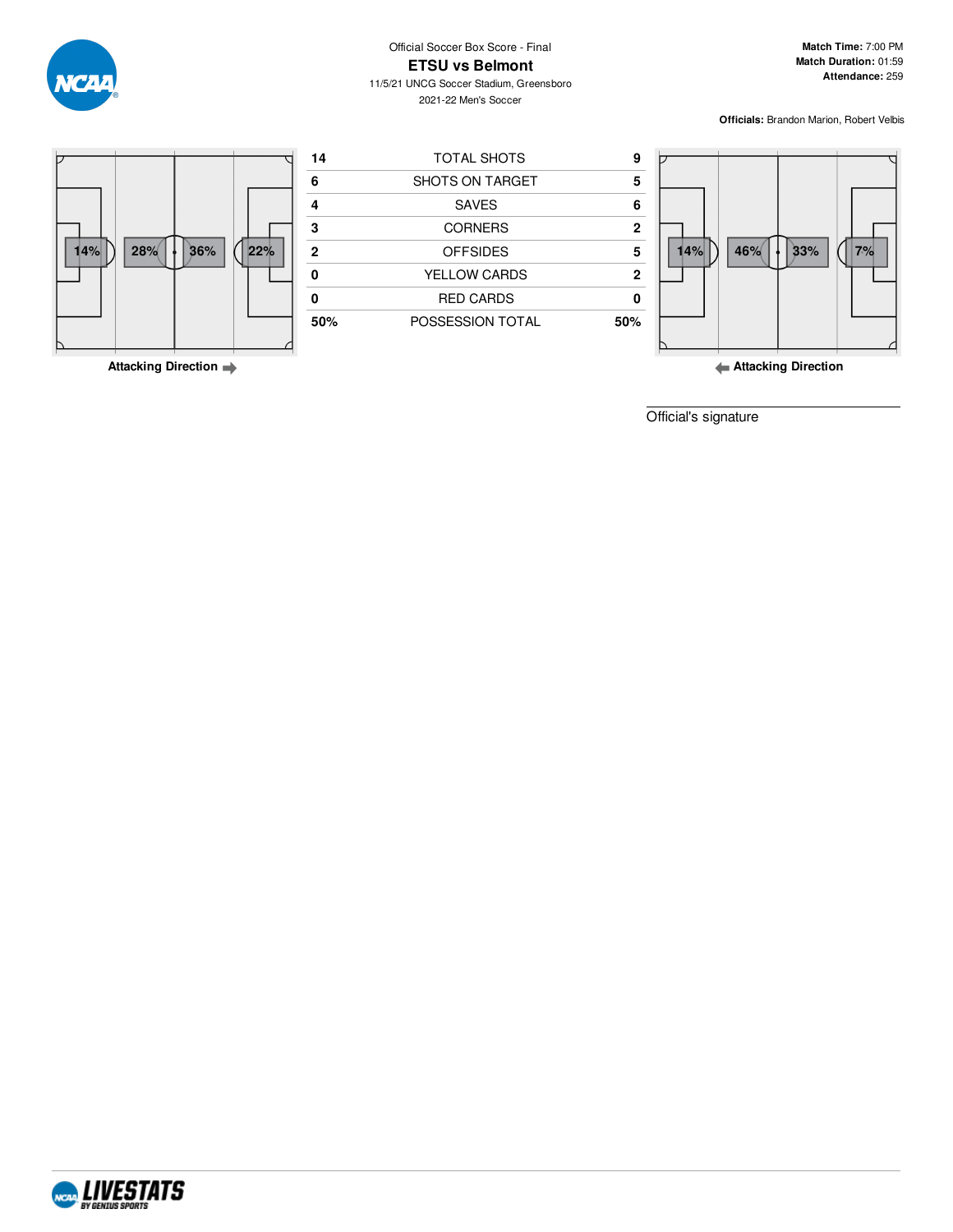Official Soccer Box Score - Final

# ETSU vs Belmont

11/5/21 UNCG Soccer Stadium, Greensboro

2021-22 Men's Soccer

**Match Time:** 7:00 PM
**Match Duration:** 01:59
**Attendance:** 259

**Officials:** Brandon Marion, Robert Velbis

ETSU field zones (Attacking Direction →): 14% | 28% | 36% | 22%

| ETSU | | Belmont |
|---|---|---|
| 14 | TOTAL SHOTS | 9 |
| 6 | SHOTS ON TARGET | 5 |
| 4 | SAVES | 6 |
| 3 | CORNERS | 2 |
| 2 | OFFSIDES | 5 |
| 0 | YELLOW CARDS | 2 |
| 0 | RED CARDS | 0 |
| 50% | POSSESSION TOTAL | 50% |

Belmont field zones (← Attacking Direction): 14% | 46% | 33% | 7%

Official's signature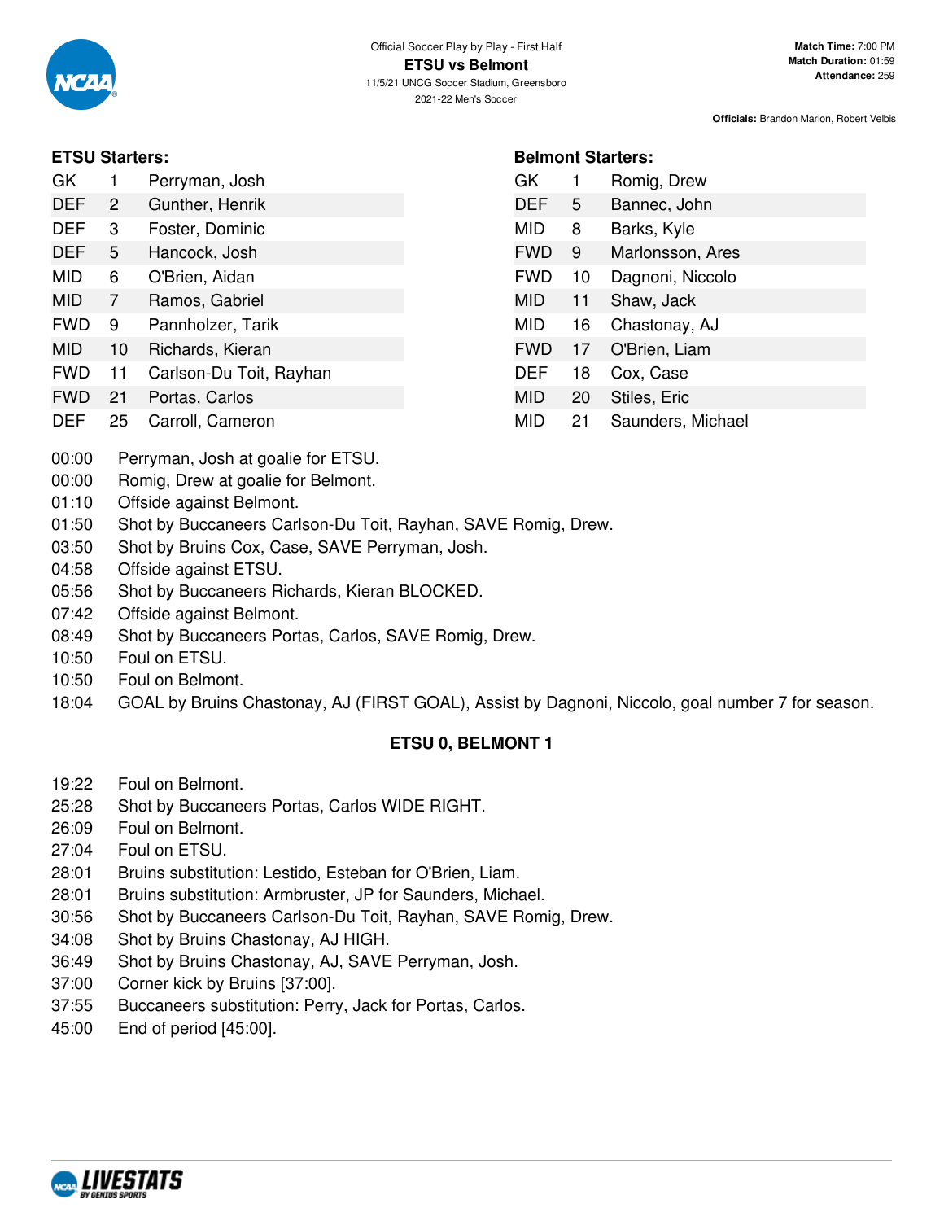Official Soccer Play by Play - First Half

# ETSU vs Belmont

11/5/21 UNCG Soccer Stadium, Greensboro

2021-22 Men's Soccer

**Match Time:** 7:00 PM
**Match Duration:** 01:59
**Attendance:** 259

**Officials:** Brandon Marion, Robert Velbis

### ETSU Starters:

| Pos | No. | Name |
|---|---|---|
| GK | 1 | Perryman, Josh |
| DEF | 2 | Gunther, Henrik |
| DEF | 3 | Foster, Dominic |
| DEF | 5 | Hancock, Josh |
| MID | 6 | O'Brien, Aidan |
| MID | 7 | Ramos, Gabriel |
| FWD | 9 | Pannholzer, Tarik |
| MID | 10 | Richards, Kieran |
| FWD | 11 | Carlson-Du Toit, Rayhan |
| FWD | 21 | Portas, Carlos |
| DEF | 25 | Carroll, Cameron |

### Belmont Starters:

| Pos | No. | Name |
|---|---|---|
| GK | 1 | Romig, Drew |
| DEF | 5 | Bannec, John |
| MID | 8 | Barks, Kyle |
| FWD | 9 | Marlonsson, Ares |
| FWD | 10 | Dagnoni, Niccolo |
| MID | 11 | Shaw, Jack |
| MID | 16 | Chastonay, AJ |
| FWD | 17 | O'Brien, Liam |
| DEF | 18 | Cox, Case |
| MID | 20 | Stiles, Eric |
| MID | 21 | Saunders, Michael |

00:00 Perryman, Josh at goalie for ETSU.
00:00 Romig, Drew at goalie for Belmont.
01:10 Offside against Belmont.
01:50 Shot by Buccaneers Carlson-Du Toit, Rayhan, SAVE Romig, Drew.
03:50 Shot by Bruins Cox, Case, SAVE Perryman, Josh.
04:58 Offside against ETSU.
05:56 Shot by Buccaneers Richards, Kieran BLOCKED.
07:42 Offside against Belmont.
08:49 Shot by Buccaneers Portas, Carlos, SAVE Romig, Drew.
10:50 Foul on ETSU.
10:50 Foul on Belmont.
18:04 GOAL by Bruins Chastonay, AJ (FIRST GOAL), Assist by Dagnoni, Niccolo, goal number 7 for season.

**ETSU 0, BELMONT 1**

19:22 Foul on Belmont.
25:28 Shot by Buccaneers Portas, Carlos WIDE RIGHT.
26:09 Foul on Belmont.
27:04 Foul on ETSU.
28:01 Bruins substitution: Lestido, Esteban for O'Brien, Liam.
28:01 Bruins substitution: Armbruster, JP for Saunders, Michael.
30:56 Shot by Buccaneers Carlson-Du Toit, Rayhan, SAVE Romig, Drew.
34:08 Shot by Bruins Chastonay, AJ HIGH.
36:49 Shot by Bruins Chastonay, AJ, SAVE Perryman, Josh.
37:00 Corner kick by Bruins [37:00].
37:55 Buccaneers substitution: Perry, Jack for Portas, Carlos.
45:00 End of period [45:00].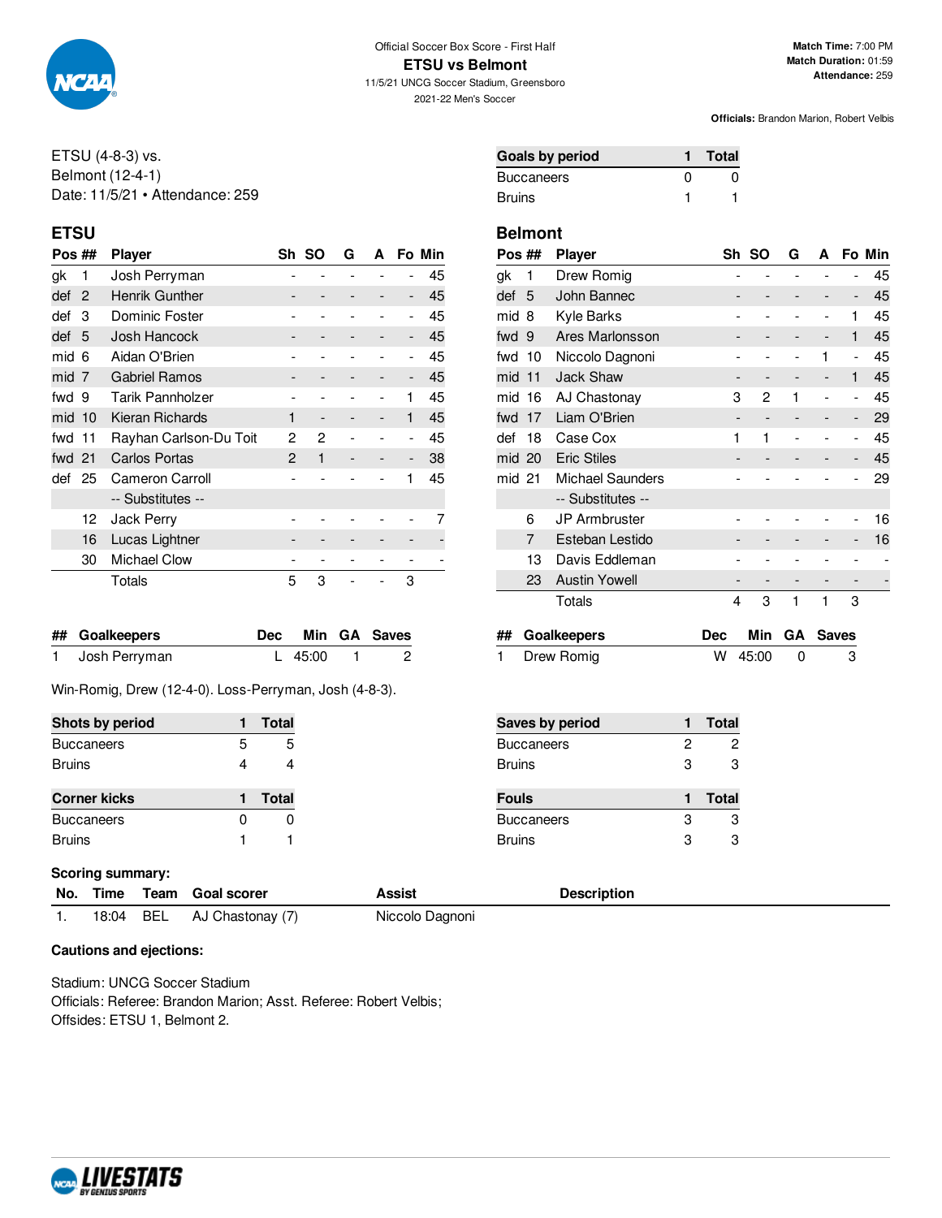Official Soccer Box Score - First Half

# ETSU vs Belmont

11/5/21 UNCG Soccer Stadium, Greensboro
2021-22 Men's Soccer

**Match Time:** 7:00 PM
**Match Duration:** 01:59
**Attendance:** 259

**Officials:** Brandon Marion, Robert Velbis

ETSU (4-8-3) vs.
Belmont (12-4-1)
Date: 11/5/21 • Attendance: 259

| Goals by period | 1 | Total |
|---|---|---|
| Buccaneers | 0 | 0 |
| Bruins | 1 | 1 |

## ETSU

| Pos | ## | Player | Sh | SO | G | A | Fo | Min |
|---|---|---|---|---|---|---|---|---|
| gk | 1 | Josh Perryman | - | - | - | - | - | 45 |
| def | 2 | Henrik Gunther | - | - | - | - | - | 45 |
| def | 3 | Dominic Foster | - | - | - | - | - | 45 |
| def | 5 | Josh Hancock | - | - | - | - | - | 45 |
| mid | 6 | Aidan O'Brien | - | - | - | - | - | 45 |
| mid | 7 | Gabriel Ramos | - | - | - | - | - | 45 |
| fwd | 9 | Tarik Pannholzer | - | - | - | - | 1 | 45 |
| mid | 10 | Kieran Richards | 1 | - | - | - | 1 | 45 |
| fwd | 11 | Rayhan Carlson-Du Toit | 2 | 2 | - | - | - | 45 |
| fwd | 21 | Carlos Portas | 2 | 1 | - | - | - | 38 |
| def | 25 | Cameron Carroll | - | - | - | - | 1 | 45 |
| | | -- Substitutes -- | | | | | | |
| | 12 | Jack Perry | - | - | - | - | - | 7 |
| | 16 | Lucas Lightner | - | - | - | - | - | - |
| | 30 | Michael Clow | - | - | - | - | - | - |
| | | Totals | 5 | 3 | - | - | 3 | |

## Belmont

| Pos | ## | Player | Sh | SO | G | A | Fo | Min |
|---|---|---|---|---|---|---|---|---|
| gk | 1 | Drew Romig | - | - | - | - | - | 45 |
| def | 5 | John Bannec | - | - | - | - | - | 45 |
| mid | 8 | Kyle Barks | - | - | - | - | 1 | 45 |
| fwd | 9 | Ares Marlonsson | - | - | - | - | 1 | 45 |
| fwd | 10 | Niccolo Dagnoni | - | - | - | 1 | - | 45 |
| mid | 11 | Jack Shaw | - | - | - | - | 1 | 45 |
| mid | 16 | AJ Chastonay | 3 | 2 | 1 | - | - | 45 |
| fwd | 17 | Liam O'Brien | - | - | - | - | - | 29 |
| def | 18 | Case Cox | 1 | 1 | - | - | - | 45 |
| mid | 20 | Eric Stiles | - | - | - | - | - | 45 |
| mid | 21 | Michael Saunders | - | - | - | - | - | 29 |
| | | -- Substitutes -- | | | | | | |
| | 6 | JP Armbruster | - | - | - | - | - | 16 |
| | 7 | Esteban Lestido | - | - | - | - | - | 16 |
| | 13 | Davis Eddleman | - | - | - | - | - | - |
| | 23 | Austin Yowell | - | - | - | - | - | - |
| | | Totals | 4 | 3 | 1 | 1 | 3 | |

| ## | Goalkeepers | Dec | Min | GA | Saves |
|---|---|---|---|---|---|
| 1 | Josh Perryman | L | 45:00 | 1 | 2 |

| ## | Goalkeepers | Dec | Min | GA | Saves |
|---|---|---|---|---|---|
| 1 | Drew Romig | W | 45:00 | 0 | 3 |

Win-Romig, Drew (12-4-0). Loss-Perryman, Josh (4-8-3).

| Shots by period | 1 | Total |
|---|---|---|
| Buccaneers | 5 | 5 |
| Bruins | 4 | 4 |

| Saves by period | 1 | Total |
|---|---|---|
| Buccaneers | 2 | 2 |
| Bruins | 3 | 3 |

| Corner kicks | 1 | Total |
|---|---|---|
| Buccaneers | 0 | 0 |
| Bruins | 1 | 1 |

| Fouls | 1 | Total |
|---|---|---|
| Buccaneers | 3 | 3 |
| Bruins | 3 | 3 |

**Scoring summary:**

| No. | Time | Team | Goal scorer | Assist | Description |
|---|---|---|---|---|---|
| 1. | 18:04 | BEL | AJ Chastonay (7) | Niccolo Dagnoni | |

**Cautions and ejections:**

Stadium: UNCG Soccer Stadium
Officials: Referee: Brandon Marion; Asst. Referee: Robert Velbis;
Offsides: ETSU 1, Belmont 2.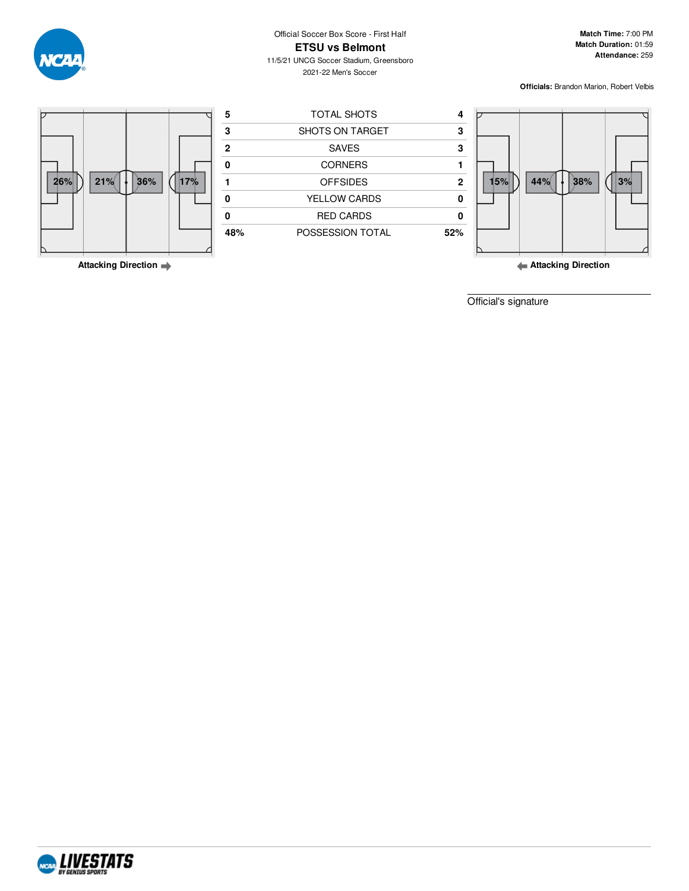Official Soccer Box Score - First Half

# ETSU vs Belmont

11/5/21 UNCG Soccer Stadium, Greensboro

2021-22 Men's Soccer

**Match Time:** 7:00 PM
**Match Duration:** 01:59
**Attendance:** 259

**Officials:** Brandon Marion, Robert Velbis

ETSU zone possession (Attacking Direction →): 26% | 21% | 36% | 17%

| ETSU | | Belmont |
|---|---|---|
| 5 | TOTAL SHOTS | 4 |
| 3 | SHOTS ON TARGET | 3 |
| 2 | SAVES | 3 |
| 0 | CORNERS | 1 |
| 1 | OFFSIDES | 2 |
| 0 | YELLOW CARDS | 0 |
| 0 | RED CARDS | 0 |
| 48% | POSSESSION TOTAL | 52% |

Belmont zone possession (← Attacking Direction): 15% | 44% | 38% | 3%

Official's signature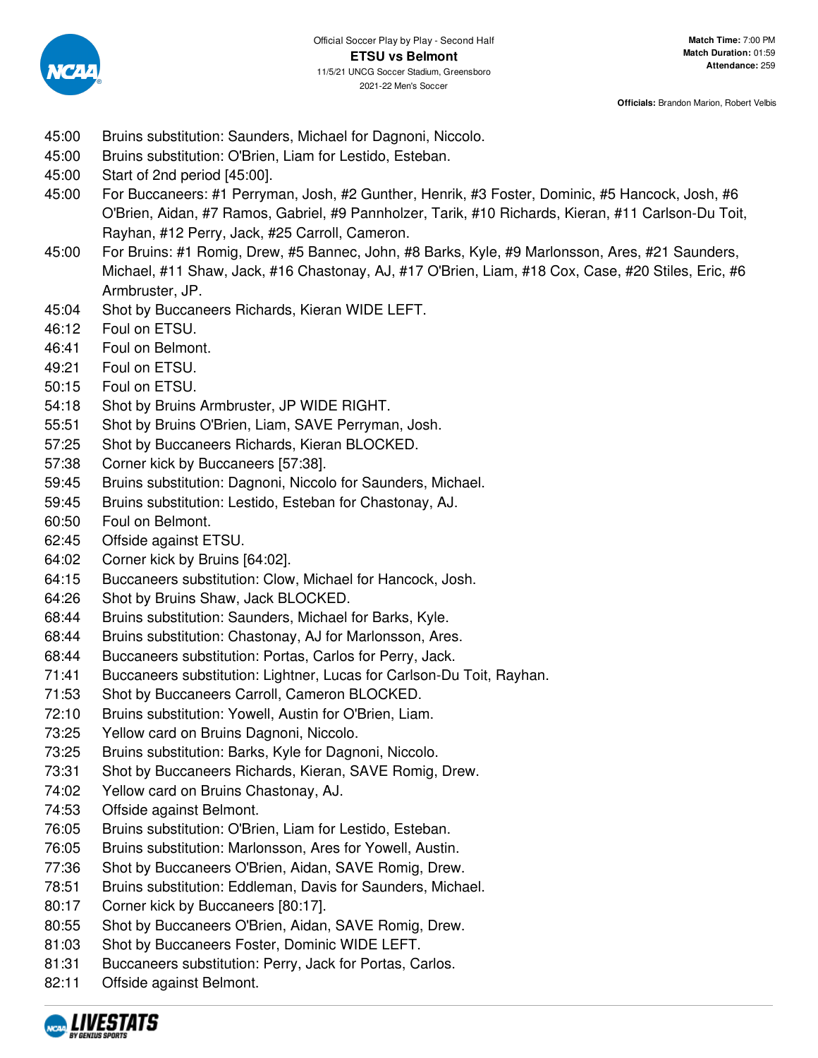Official Soccer Play by Play - Second Half

**ETSU vs Belmont**

11/5/21 UNCG Soccer Stadium, Greensboro

2021-22 Men's Soccer

**Match Time:** 7:00 PM
**Match Duration:** 01:59
**Attendance:** 259

**Officials:** Brandon Marion, Robert Velbis

| | |
|---|---|
| 45:00 | Bruins substitution: Saunders, Michael for Dagnoni, Niccolo. |
| 45:00 | Bruins substitution: O'Brien, Liam for Lestido, Esteban. |
| 45:00 | Start of 2nd period [45:00]. |
| 45:00 | For Buccaneers: #1 Perryman, Josh, #2 Gunther, Henrik, #3 Foster, Dominic, #5 Hancock, Josh, #6 O'Brien, Aidan, #7 Ramos, Gabriel, #9 Pannholzer, Tarik, #10 Richards, Kieran, #11 Carlson-Du Toit, Rayhan, #12 Perry, Jack, #25 Carroll, Cameron. |
| 45:00 | For Bruins: #1 Romig, Drew, #5 Bannec, John, #8 Barks, Kyle, #9 Marlonsson, Ares, #21 Saunders, Michael, #11 Shaw, Jack, #16 Chastonay, AJ, #17 O'Brien, Liam, #18 Cox, Case, #20 Stiles, Eric, #6 Armbruster, JP. |
| 45:04 | Shot by Buccaneers Richards, Kieran WIDE LEFT. |
| 46:12 | Foul on ETSU. |
| 46:41 | Foul on Belmont. |
| 49:21 | Foul on ETSU. |
| 50:15 | Foul on ETSU. |
| 54:18 | Shot by Bruins Armbruster, JP WIDE RIGHT. |
| 55:51 | Shot by Bruins O'Brien, Liam, SAVE Perryman, Josh. |
| 57:25 | Shot by Buccaneers Richards, Kieran BLOCKED. |
| 57:38 | Corner kick by Buccaneers [57:38]. |
| 59:45 | Bruins substitution: Dagnoni, Niccolo for Saunders, Michael. |
| 59:45 | Bruins substitution: Lestido, Esteban for Chastonay, AJ. |
| 60:50 | Foul on Belmont. |
| 62:45 | Offside against ETSU. |
| 64:02 | Corner kick by Bruins [64:02]. |
| 64:15 | Buccaneers substitution: Clow, Michael for Hancock, Josh. |
| 64:26 | Shot by Bruins Shaw, Jack BLOCKED. |
| 68:44 | Bruins substitution: Saunders, Michael for Barks, Kyle. |
| 68:44 | Bruins substitution: Chastonay, AJ for Marlonsson, Ares. |
| 68:44 | Buccaneers substitution: Portas, Carlos for Perry, Jack. |
| 71:41 | Buccaneers substitution: Lightner, Lucas for Carlson-Du Toit, Rayhan. |
| 71:53 | Shot by Buccaneers Carroll, Cameron BLOCKED. |
| 72:10 | Bruins substitution: Yowell, Austin for O'Brien, Liam. |
| 73:25 | Yellow card on Bruins Dagnoni, Niccolo. |
| 73:25 | Bruins substitution: Barks, Kyle for Dagnoni, Niccolo. |
| 73:31 | Shot by Buccaneers Richards, Kieran, SAVE Romig, Drew. |
| 74:02 | Yellow card on Bruins Chastonay, AJ. |
| 74:53 | Offside against Belmont. |
| 76:05 | Bruins substitution: O'Brien, Liam for Lestido, Esteban. |
| 76:05 | Bruins substitution: Marlonsson, Ares for Yowell, Austin. |
| 77:36 | Shot by Buccaneers O'Brien, Aidan, SAVE Romig, Drew. |
| 78:51 | Bruins substitution: Eddleman, Davis for Saunders, Michael. |
| 80:17 | Corner kick by Buccaneers [80:17]. |
| 80:55 | Shot by Buccaneers O'Brien, Aidan, SAVE Romig, Drew. |
| 81:03 | Shot by Buccaneers Foster, Dominic WIDE LEFT. |
| 81:31 | Buccaneers substitution: Perry, Jack for Portas, Carlos. |
| 82:11 | Offside against Belmont. |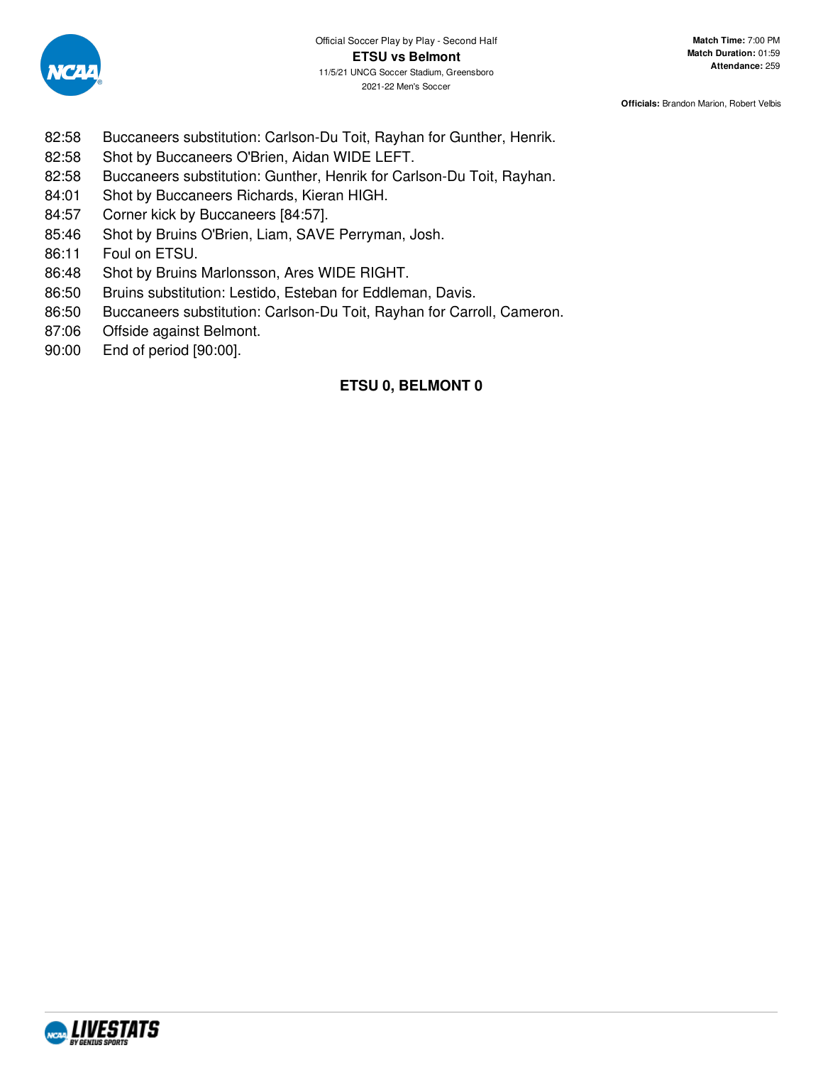Official Soccer Play by Play - Second Half

**ETSU vs Belmont**

11/5/21 UNCG Soccer Stadium, Greensboro

2021-22 Men's Soccer

**Match Time:** 7:00 PM
**Match Duration:** 01:59
**Attendance:** 259

**Officials:** Brandon Marion, Robert Velbis

| | |
|---|---|
| 82:58 | Buccaneers substitution: Carlson-Du Toit, Rayhan for Gunther, Henrik. |
| 82:58 | Shot by Buccaneers O'Brien, Aidan WIDE LEFT. |
| 82:58 | Buccaneers substitution: Gunther, Henrik for Carlson-Du Toit, Rayhan. |
| 84:01 | Shot by Buccaneers Richards, Kieran HIGH. |
| 84:57 | Corner kick by Buccaneers [84:57]. |
| 85:46 | Shot by Bruins O'Brien, Liam, SAVE Perryman, Josh. |
| 86:11 | Foul on ETSU. |
| 86:48 | Shot by Bruins Marlonsson, Ares WIDE RIGHT. |
| 86:50 | Bruins substitution: Lestido, Esteban for Eddleman, Davis. |
| 86:50 | Buccaneers substitution: Carlson-Du Toit, Rayhan for Carroll, Cameron. |
| 87:06 | Offside against Belmont. |
| 90:00 | End of period [90:00]. |

**ETSU 0, BELMONT 0**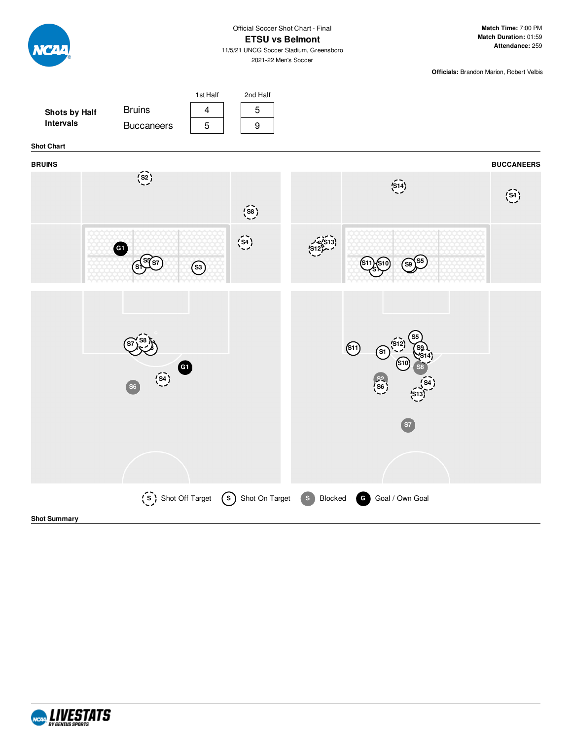Official Soccer Shot Chart - Final

# ETSU vs Belmont

11/5/21 UNCG Soccer Stadium, Greensboro

2021-22 Men's Soccer

**Match Time:** 7:00 PM
**Match Duration:** 01:59
**Attendance:** 259

**Officials:** Brandon Marion, Robert Velbis

**Shots by Half Intervals**

| | 1st Half | 2nd Half |
|---|---|---|
| Bruins | 4 | 5 |
| Buccaneers | 5 | 9 |

**Shot Chart**

**BRUINS** | **BUCCANEERS**

S Shot Off Target | S Shot On Target | S Blocked | G Goal / Own Goal

**Shot Summary**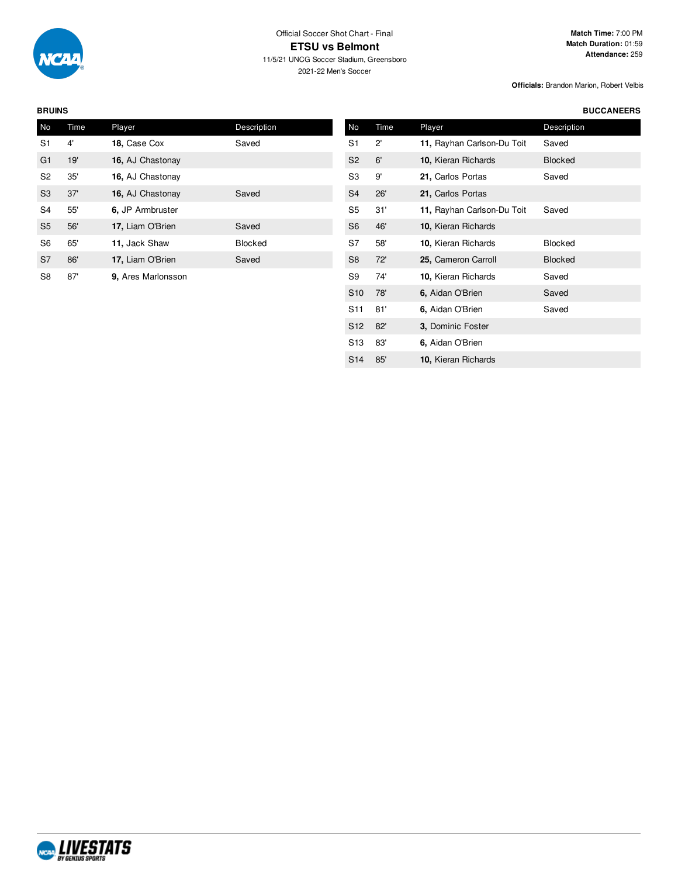Official Soccer Shot Chart - Final

# ETSU vs Belmont

11/5/21 UNCG Soccer Stadium, Greensboro

2021-22 Men's Soccer

**Match Time:** 7:00 PM
**Match Duration:** 01:59
**Attendance:** 259

**Officials:** Brandon Marion, Robert Velbis

### BRUINS

| No | Time | Player | Description |
|---|---|---|---|
| S1 | 4' | **18,** Case Cox | Saved |
| G1 | 19' | **16,** AJ Chastonay | |
| S2 | 35' | **16,** AJ Chastonay | |
| S3 | 37' | **16,** AJ Chastonay | Saved |
| S4 | 55' | **6,** JP Armbruster | |
| S5 | 56' | **17,** Liam O'Brien | Saved |
| S6 | 65' | **11,** Jack Shaw | Blocked |
| S7 | 86' | **17,** Liam O'Brien | Saved |
| S8 | 87' | **9,** Ares Marlonsson | |

### BUCCANEERS

| No | Time | Player | Description |
|---|---|---|---|
| S1 | 2' | **11,** Rayhan Carlson-Du Toit | Saved |
| S2 | 6' | **10,** Kieran Richards | Blocked |
| S3 | 9' | **21,** Carlos Portas | Saved |
| S4 | 26' | **21,** Carlos Portas | |
| S5 | 31' | **11,** Rayhan Carlson-Du Toit | Saved |
| S6 | 46' | **10,** Kieran Richards | |
| S7 | 58' | **10,** Kieran Richards | Blocked |
| S8 | 72' | **25,** Cameron Carroll | Blocked |
| S9 | 74' | **10,** Kieran Richards | Saved |
| S10 | 78' | **6,** Aidan O'Brien | Saved |
| S11 | 81' | **6,** Aidan O'Brien | Saved |
| S12 | 82' | **3,** Dominic Foster | |
| S13 | 83' | **6,** Aidan O'Brien | |
| S14 | 85' | **10,** Kieran Richards | |